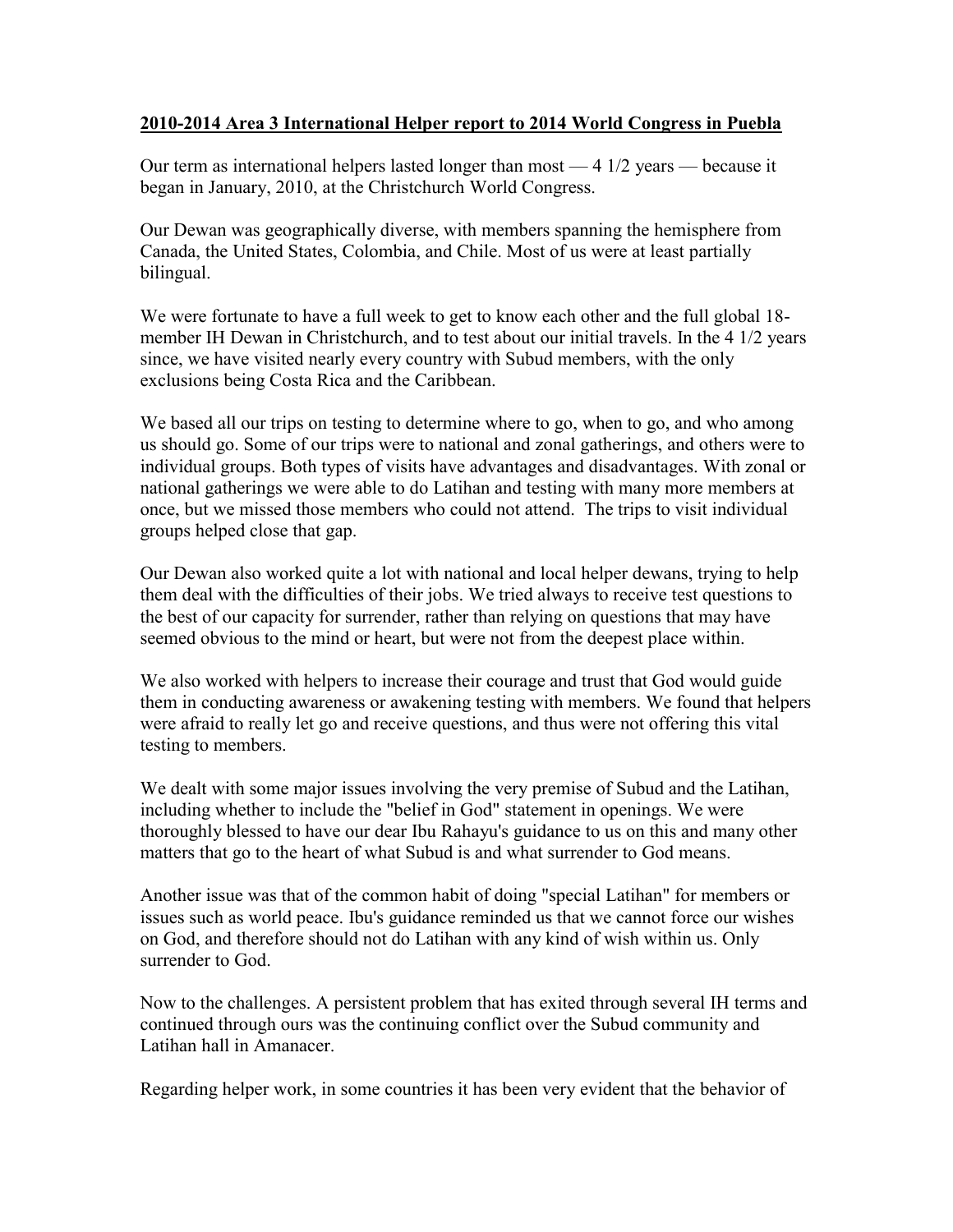**2010-2014 Area 3 International Helper report to 2014 World Congress in Puebla**

Our term as international helpers lasted longer than most — 4 1/2 years — because it began in January, 2010, at the Christchurch World Congress.

Our Dewan was geographically diverse, with members spanning the hemisphere from Canada, the United States, Colombia, and Chile. Most of us were at least partially bilingual.

We were fortunate to have a full week to get to know each other and the full global 18-member IH Dewan in Christchurch, and to test about our initial travels. In the 4 1/2 years since, we have visited nearly every country with Subud members, with the only exclusions being Costa Rica and the Caribbean.

We based all our trips on testing to determine where to go, when to go, and who among us should go. Some of our trips were to national and zonal gatherings, and others were to individual groups. Both types of visits have advantages and disadvantages. With zonal or national gatherings we were able to do Latihan and testing with many more members at once, but we missed those members who could not attend. The trips to visit individual groups helped close that gap.

Our Dewan also worked quite a lot with national and local helper dewans, trying to help them deal with the difficulties of their jobs. We tried always to receive test questions to the best of our capacity for surrender, rather than relying on questions that may have seemed obvious to the mind or heart, but were not from the deepest place within.

We also worked with helpers to increase their courage and trust that God would guide them in conducting awareness or awakening testing with members. We found that helpers were afraid to really let go and receive questions, and thus were not offering this vital testing to members.

We dealt with some major issues involving the very premise of Subud and the Latihan, including whether to include the "belief in God" statement in openings. We were thoroughly blessed to have our dear Ibu Rahayu's guidance to us on this and many other matters that go to the heart of what Subud is and what surrender to God means.

Another issue was that of the common habit of doing "special Latihan" for members or issues such as world peace. Ibu's guidance reminded us that we cannot force our wishes on God, and therefore should not do Latihan with any kind of wish within us. Only surrender to God.

Now to the challenges. A persistent problem that has exited through several IH terms and continued through ours was the continuing conflict over the Subud community and Latihan hall in Amanacer.

Regarding helper work, in some countries it has been very evident that the behavior of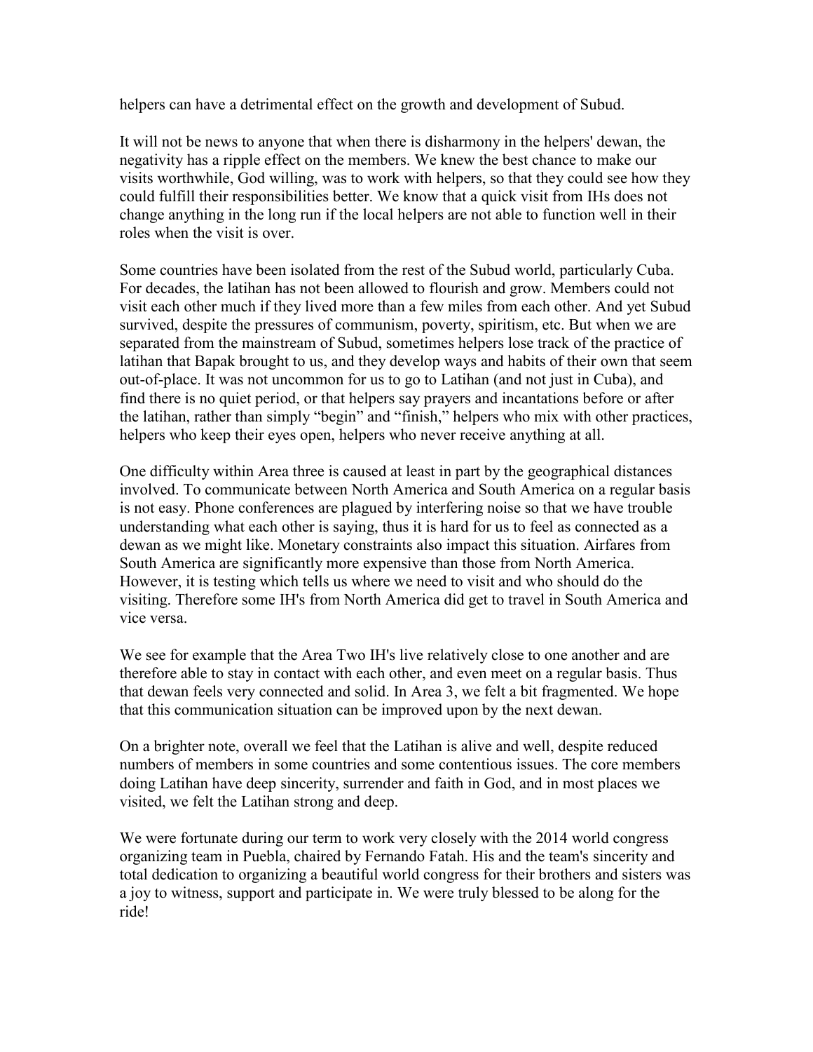helpers can have a detrimental effect on the growth and development of Subud.

It will not be news to anyone that when there is disharmony in the helpers' dewan, the negativity has a ripple effect on the members. We knew the best chance to make our visits worthwhile, God willing, was to work with helpers, so that they could see how they could fulfill their responsibilities better. We know that a quick visit from IHs does not change anything in the long run if the local helpers are not able to function well in their roles when the visit is over.

Some countries have been isolated from the rest of the Subud world, particularly Cuba. For decades, the latihan has not been allowed to flourish and grow. Members could not visit each other much if they lived more than a few miles from each other. And yet Subud survived, despite the pressures of communism, poverty, spiritism, etc. But when we are separated from the mainstream of Subud, sometimes helpers lose track of the practice of latihan that Bapak brought to us, and they develop ways and habits of their own that seem out-of-place. It was not uncommon for us to go to Latihan (and not just in Cuba), and find there is no quiet period, or that helpers say prayers and incantations before or after the latihan, rather than simply "begin" and "finish," helpers who mix with other practices, helpers who keep their eyes open, helpers who never receive anything at all.

One difficulty within Area three is caused at least in part by the geographical distances involved. To communicate between North America and South America on a regular basis is not easy. Phone conferences are plagued by interfering noise so that we have trouble understanding what each other is saying, thus it is hard for us to feel as connected as a dewan as we might like. Monetary constraints also impact this situation. Airfares from South America are significantly more expensive than those from North America. However, it is testing which tells us where we need to visit and who should do the visiting. Therefore some IH's from North America did get to travel in South America and vice versa.

We see for example that the Area Two IH's live relatively close to one another and are therefore able to stay in contact with each other, and even meet on a regular basis. Thus that dewan feels very connected and solid. In Area 3, we felt a bit fragmented. We hope that this communication situation can be improved upon by the next dewan.

On a brighter note, overall we feel that the Latihan is alive and well, despite reduced numbers of members in some countries and some contentious issues. The core members doing Latihan have deep sincerity, surrender and faith in God, and in most places we visited, we felt the Latihan strong and deep.

We were fortunate during our term to work very closely with the 2014 world congress organizing team in Puebla, chaired by Fernando Fatah. His and the team's sincerity and total dedication to organizing a beautiful world congress for their brothers and sisters was a joy to witness, support and participate in. We were truly blessed to be along for the ride!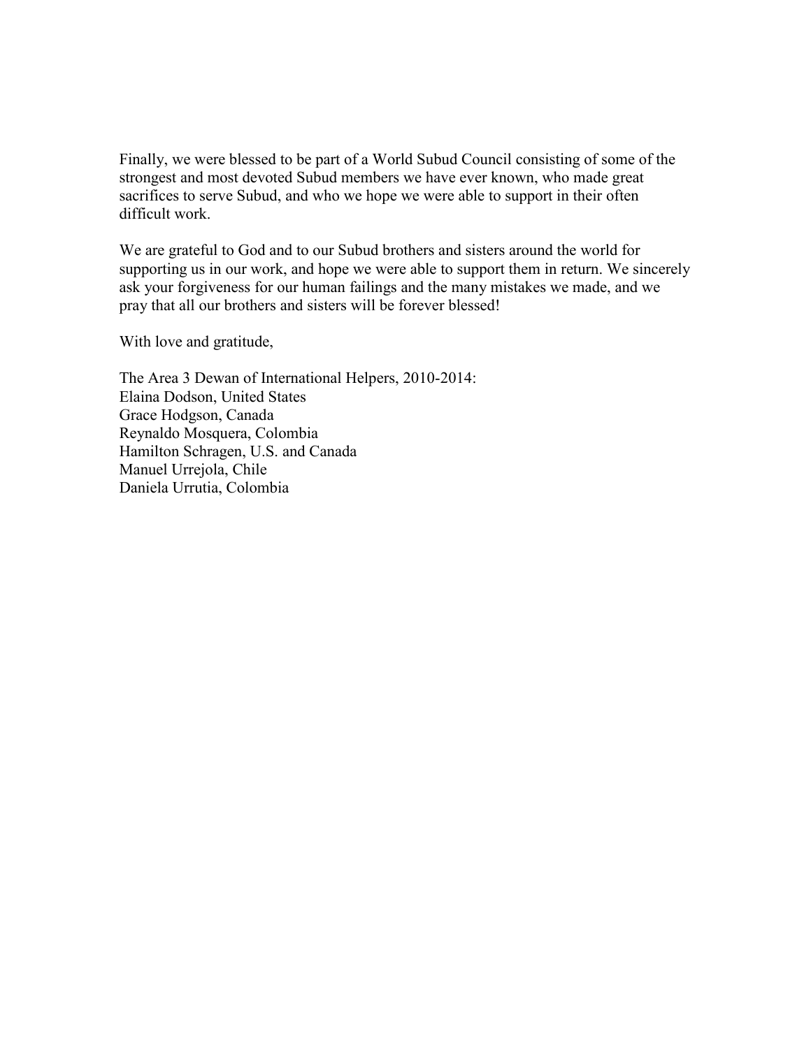Finally, we were blessed to be part of a World Subud Council consisting of some of the strongest and most devoted Subud members we have ever known, who made great sacrifices to serve Subud, and who we hope we were able to support in their often difficult work.

We are grateful to God and to our Subud brothers and sisters around the world for supporting us in our work, and hope we were able to support them in return. We sincerely ask your forgiveness for our human failings and the many mistakes we made, and we pray that all our brothers and sisters will be forever blessed!

With love and gratitude,

The Area 3 Dewan of International Helpers, 2010-2014:
Elaina Dodson, United States
Grace Hodgson, Canada
Reynaldo Mosquera, Colombia
Hamilton Schragen, U.S. and Canada
Manuel Urrejola, Chile
Daniela Urrutia, Colombia